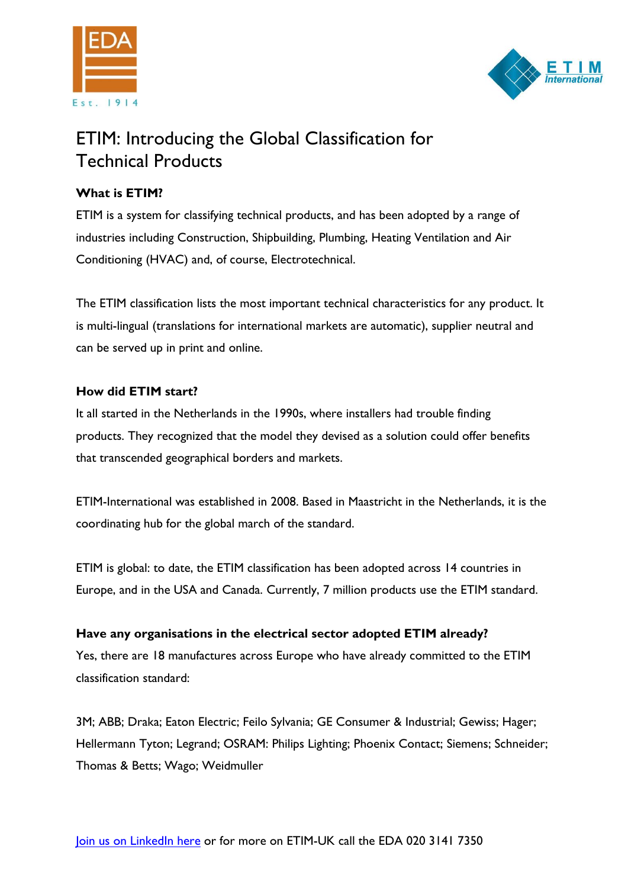# ETIM: Introducing the Global Classification for Technical Products

**What is ETIM?**

ETIM is a system for classifying technical products, and has been adopted by a range of industries including Construction, Shipbuilding, Plumbing, Heating Ventilation and Air Conditioning (HVAC) and, of course, Electrotechnical.

The ETIM classification lists the most important technical characteristics for any product. It is multi-lingual (translations for international markets are automatic), supplier neutral and can be served up in print and online.

**How did ETIM start?**

It all started in the Netherlands in the 1990s, where installers had trouble finding products. They recognized that the model they devised as a solution could offer benefits that transcended geographical borders and markets.

ETIM-International was established in 2008. Based in Maastricht in the Netherlands, it is the coordinating hub for the global march of the standard.

ETIM is global: to date, the ETIM classification has been adopted across 14 countries in Europe, and in the USA and Canada. Currently, 7 million products use the ETIM standard.

**Have any organisations in the electrical sector adopted ETIM already?**

Yes, there are 18 manufactures across Europe who have already committed to the ETIM classification standard:

3M; ABB; Draka; Eaton Electric; Feilo Sylvania; GE Consumer & Industrial; Gewiss; Hager; Hellermann Tyton; Legrand; OSRAM: Philips Lighting; Phoenix Contact; Siemens; Schneider; Thomas & Betts; Wago; Weidmuller

Join us on LinkedIn here or for more on ETIM-UK call the EDA 020 3141 7350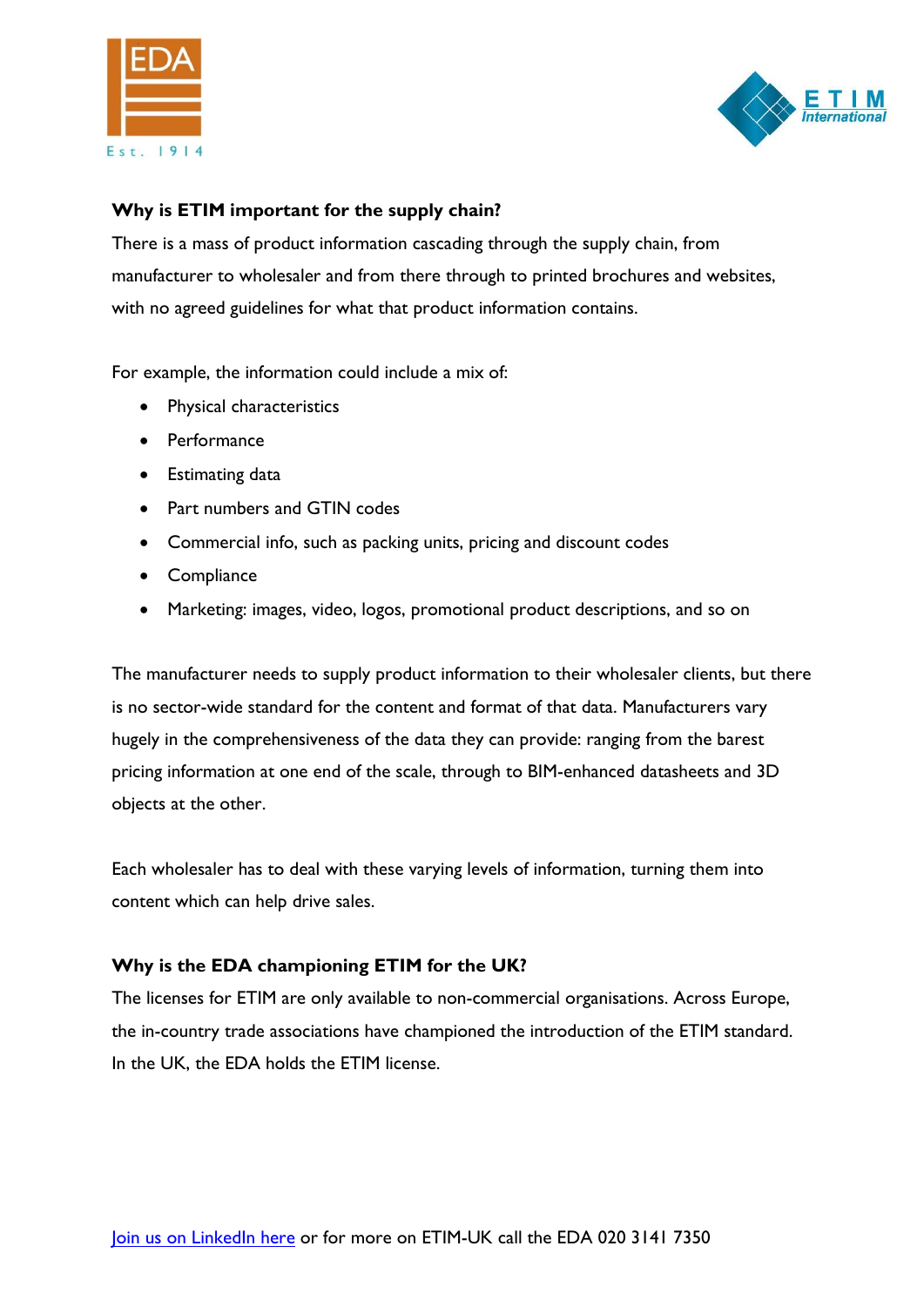## Why is ETIM important for the supply chain?

There is a mass of product information cascading through the supply chain, from manufacturer to wholesaler and from there through to printed brochures and websites, with no agreed guidelines for what that product information contains.

For example, the information could include a mix of:

- Physical characteristics
- Performance
- Estimating data
- Part numbers and GTIN codes
- Commercial info, such as packing units, pricing and discount codes
- Compliance
- Marketing: images, video, logos, promotional product descriptions, and so on

The manufacturer needs to supply product information to their wholesaler clients, but there is no sector-wide standard for the content and format of that data. Manufacturers vary hugely in the comprehensiveness of the data they can provide: ranging from the barest pricing information at one end of the scale, through to BIM-enhanced datasheets and 3D objects at the other.

Each wholesaler has to deal with these varying levels of information, turning them into content which can help drive sales.

## Why is the EDA championing ETIM for the UK?

The licenses for ETIM are only available to non-commercial organisations. Across Europe, the in-country trade associations have championed the introduction of the ETIM standard. In the UK, the EDA holds the ETIM license.

Join us on LinkedIn here or for more on ETIM-UK call the EDA 020 3141 7350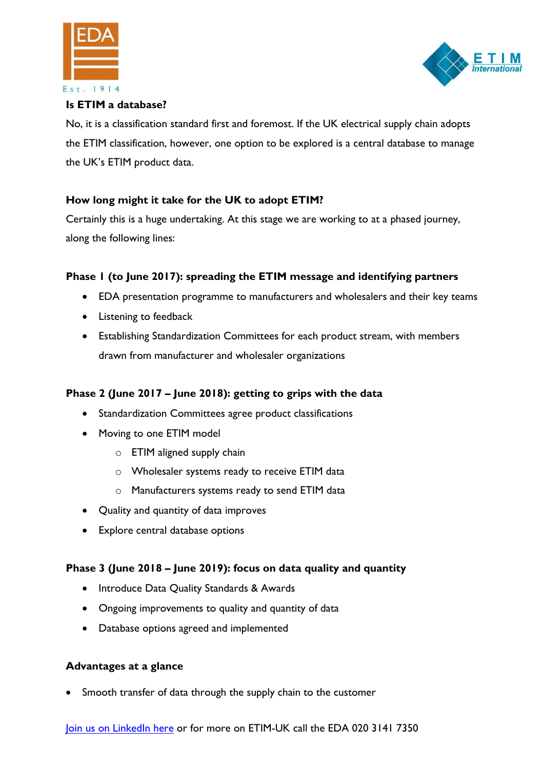**Is ETIM a database?**

No, it is a classification standard first and foremost. If the UK electrical supply chain adopts the ETIM classification, however, one option to be explored is a central database to manage the UK's ETIM product data.

**How long might it take for the UK to adopt ETIM?**

Certainly this is a huge undertaking. At this stage we are working to at a phased journey, along the following lines:

**Phase 1 (to June 2017): spreading the ETIM message and identifying partners**

- EDA presentation programme to manufacturers and wholesalers and their key teams
- Listening to feedback
- Establishing Standardization Committees for each product stream, with members drawn from manufacturer and wholesaler organizations

**Phase 2 (June 2017 – June 2018): getting to grips with the data**

- Standardization Committees agree product classifications
- Moving to one ETIM model
  - ETIM aligned supply chain
  - Wholesaler systems ready to receive ETIM data
  - Manufacturers systems ready to send ETIM data
- Quality and quantity of data improves
- Explore central database options

**Phase 3 (June 2018 – June 2019): focus on data quality and quantity**

- Introduce Data Quality Standards & Awards
- Ongoing improvements to quality and quantity of data
- Database options agreed and implemented

**Advantages at a glance**

- Smooth transfer of data through the supply chain to the customer

Join us on LinkedIn here or for more on ETIM-UK call the EDA 020 3141 7350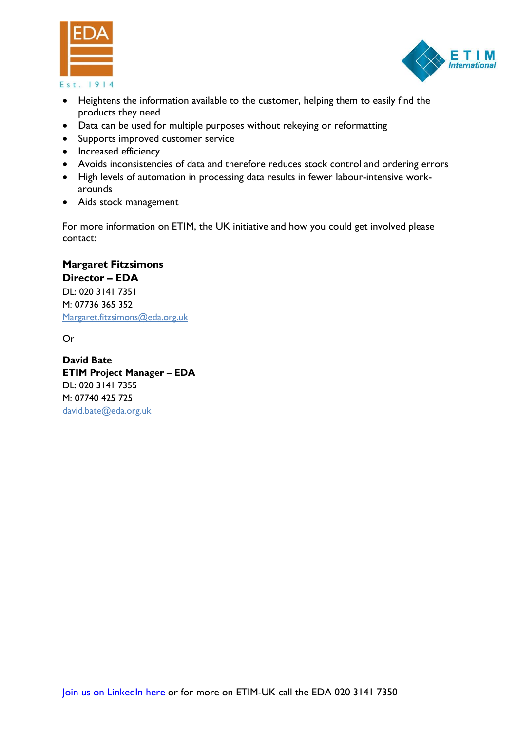- Heightens the information available to the customer, helping them to easily find the products they need
- Data can be used for multiple purposes without rekeying or reformatting
- Supports improved customer service
- Increased efficiency
- Avoids inconsistencies of data and therefore reduces stock control and ordering errors
- High levels of automation in processing data results in fewer labour-intensive work-arounds
- Aids stock management

For more information on ETIM, the UK initiative and how you could get involved please contact:

**Margaret Fitzsimons**
**Director – EDA**
DL: 020 3141 7351
M: 07736 365 352
Margaret.fitzsimons@eda.org.uk

Or

**David Bate**
**ETIM Project Manager – EDA**
DL: 020 3141 7355
M: 07740 425 725
david.bate@eda.org.uk

Join us on LinkedIn here or for more on ETIM-UK call the EDA 020 3141 7350